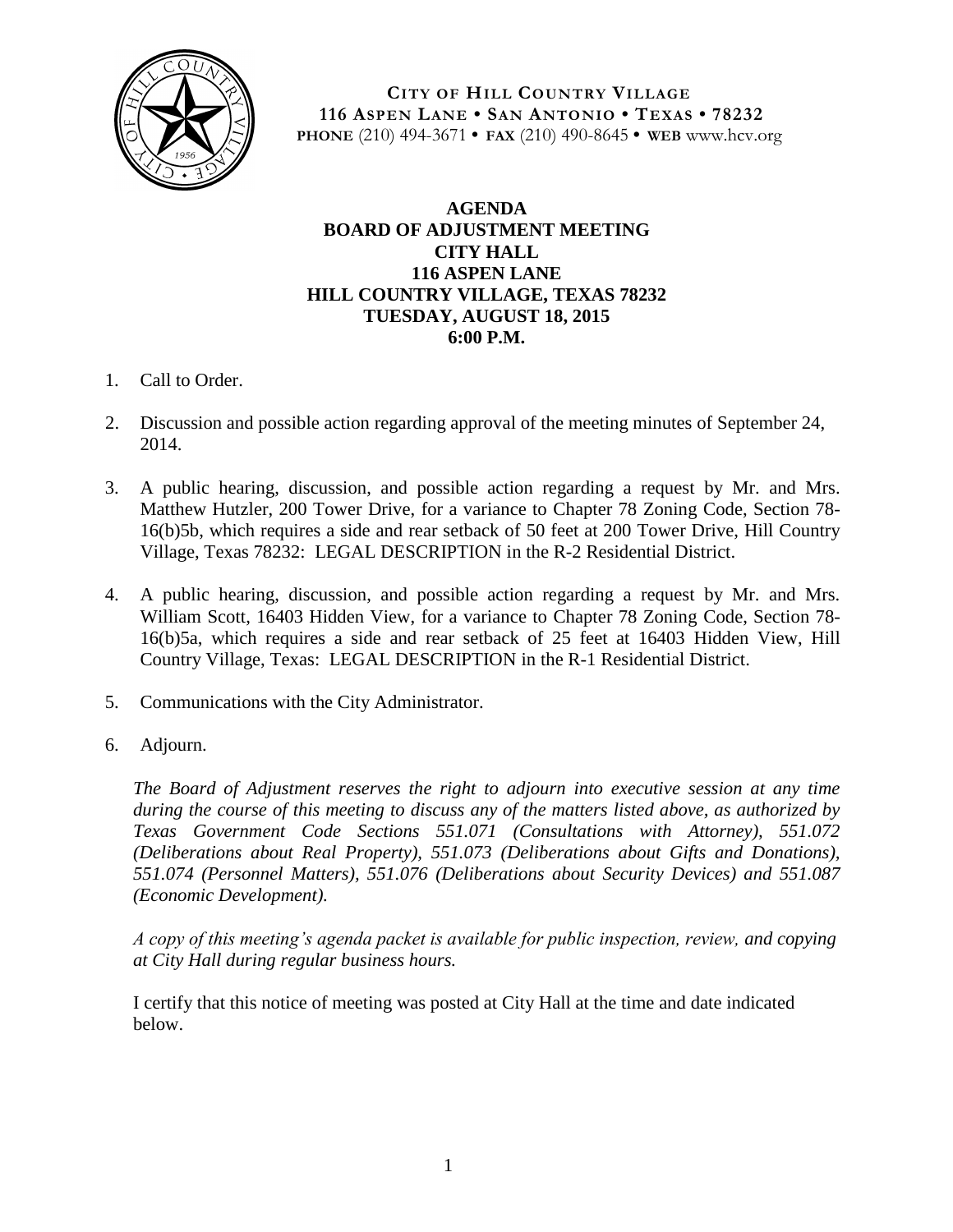**CITY OF HILL COUNTRY VILLAGE**
**116 ASPEN LANE • SAN ANTONIO • TEXAS • 78232**
**PHONE** (210) 494-3671 • **FAX** (210) 490-8645 • **WEB** www.hcv.org

# AGENDA
## BOARD OF ADJUSTMENT MEETING
## CITY HALL
## 116 ASPEN LANE
## HILL COUNTRY VILLAGE, TEXAS 78232
## TUESDAY, AUGUST 18, 2015
## 6:00 P.M.

1. Call to Order.

2. Discussion and possible action regarding approval of the meeting minutes of September 24, 2014.

3. A public hearing, discussion, and possible action regarding a request by Mr. and Mrs. Matthew Hutzler, 200 Tower Drive, for a variance to Chapter 78 Zoning Code, Section 78-16(b)5b, which requires a side and rear setback of 50 feet at 200 Tower Drive, Hill Country Village, Texas 78232: LEGAL DESCRIPTION in the R-2 Residential District.

4. A public hearing, discussion, and possible action regarding a request by Mr. and Mrs. William Scott, 16403 Hidden View, for a variance to Chapter 78 Zoning Code, Section 78-16(b)5a, which requires a side and rear setback of 25 feet at 16403 Hidden View, Hill Country Village, Texas: LEGAL DESCRIPTION in the R-1 Residential District.

5. Communications with the City Administrator.

6. Adjourn.

*The Board of Adjustment reserves the right to adjourn into executive session at any time during the course of this meeting to discuss any of the matters listed above, as authorized by Texas Government Code Sections 551.071 (Consultations with Attorney), 551.072 (Deliberations about Real Property), 551.073 (Deliberations about Gifts and Donations), 551.074 (Personnel Matters), 551.076 (Deliberations about Security Devices) and 551.087 (Economic Development).*

*A copy of this meeting's agenda packet is available for public inspection, review, and copying at City Hall during regular business hours.*

I certify that this notice of meeting was posted at City Hall at the time and date indicated below.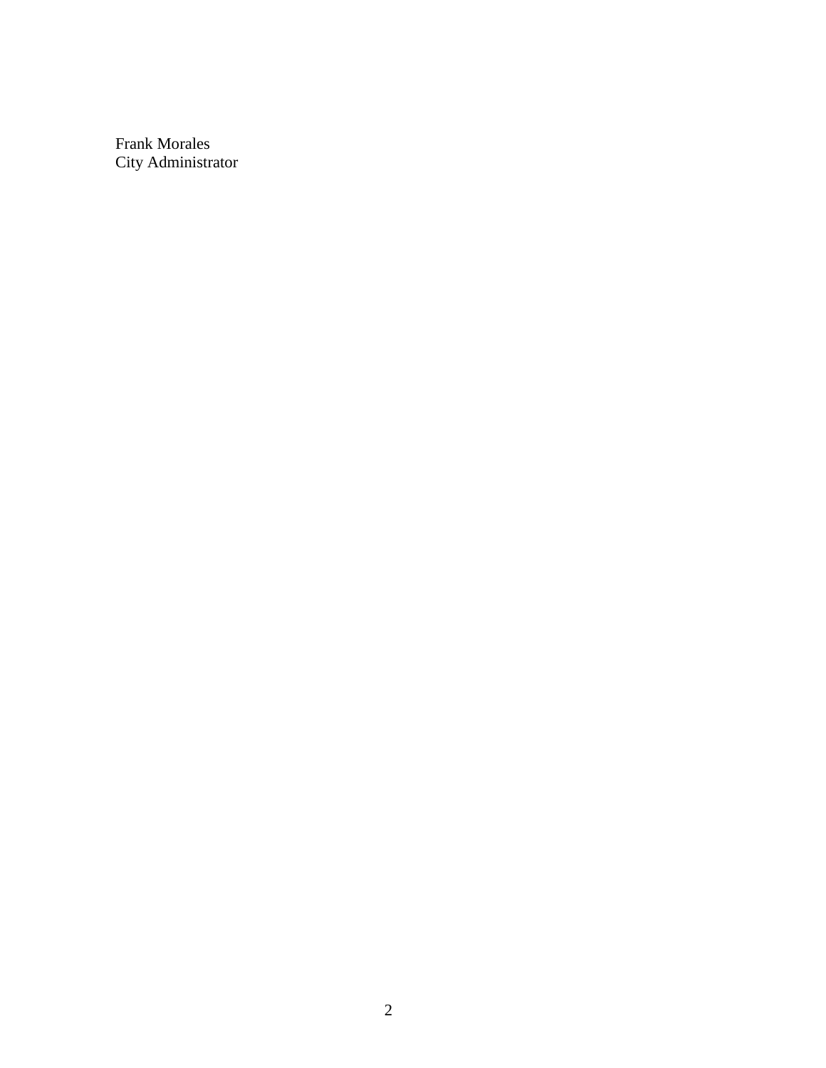Frank Morales
City Administrator